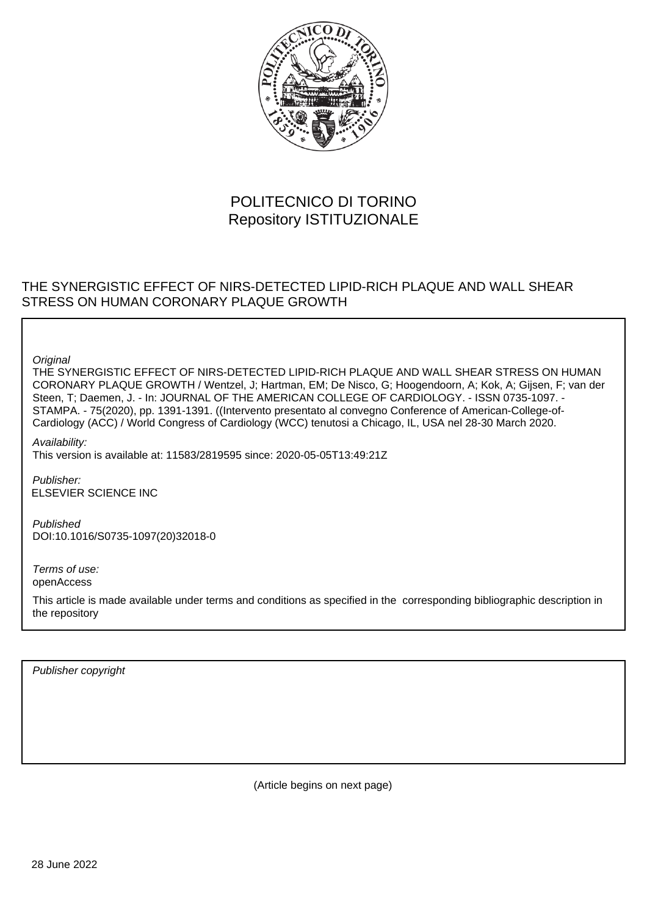POLITECNICO DI TORINO
Repository ISTITUZIONALE

THE SYNERGISTIC EFFECT OF NIRS-DETECTED LIPID-RICH PLAQUE AND WALL SHEAR STRESS ON HUMAN CORONARY PLAQUE GROWTH

*Original*

THE SYNERGISTIC EFFECT OF NIRS-DETECTED LIPID-RICH PLAQUE AND WALL SHEAR STRESS ON HUMAN CORONARY PLAQUE GROWTH / Wentzel, J; Hartman, EM; De Nisco, G; Hoogendoorn, A; Kok, A; Gijsen, F; van der Steen, T; Daemen, J. - In: JOURNAL OF THE AMERICAN COLLEGE OF CARDIOLOGY. - ISSN 0735-1097. - STAMPA. - 75(2020), pp. 1391-1391. ((Intervento presentato al convegno Conference of American-College-of-Cardiology (ACC) / World Congress of Cardiology (WCC) tenutosi a Chicago, IL, USA nel 28-30 March 2020.

*Availability:*

This version is available at: 11583/2819595 since: 2020-05-05T13:49:21Z

*Publisher:*

ELSEVIER SCIENCE INC

*Published*

DOI:10.1016/S0735-1097(20)32018-0

*Terms of use:*

openAccess

This article is made available under terms and conditions as specified in the corresponding bibliographic description in the repository

*Publisher copyright*

(Article begins on next page)

28 June 2022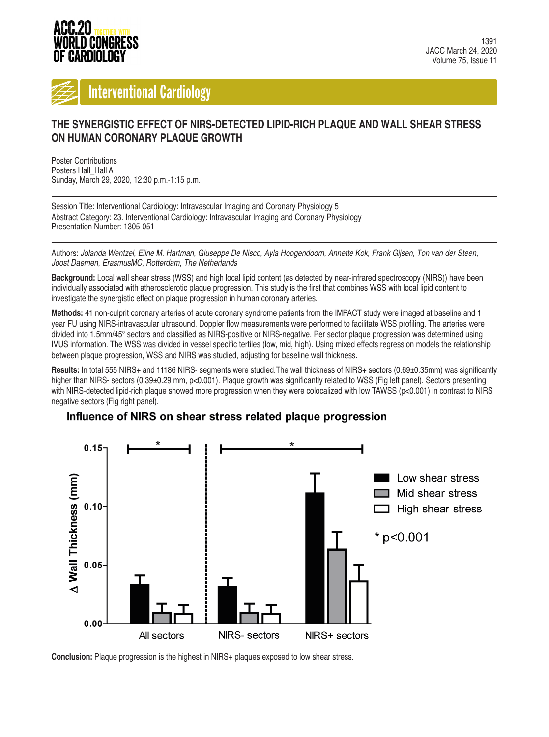## Interventional Cardiology

### THE SYNERGISTIC EFFECT OF NIRS-DETECTED LIPID-RICH PLAQUE AND WALL SHEAR STRESS ON HUMAN CORONARY PLAQUE GROWTH

Poster Contributions
Posters Hall_Hall A
Sunday, March 29, 2020, 12:30 p.m.-1:15 p.m.

Session Title: Interventional Cardiology: Intravascular Imaging and Coronary Physiology 5
Abstract Category: 23. Interventional Cardiology: Intravascular Imaging and Coronary Physiology
Presentation Number: 1305-051

Authors: *Jolanda Wentzel, Eline M. Hartman, Giuseppe De Nisco, Ayla Hoogendoorn, Annette Kok, Frank Gijsen, Ton van der Steen, Joost Daemen, ErasmusMC, Rotterdam, The Netherlands*

**Background:** Local wall shear stress (WSS) and high local lipid content (as detected by near-infrared spectroscopy (NIRS)) have been individually associated with atherosclerotic plaque progression. This study is the first that combines WSS with local lipid content to investigate the synergistic effect on plaque progression in human coronary arteries.

**Methods:** 41 non-culprit coronary arteries of acute coronary syndrome patients from the IMPACT study were imaged at baseline and 1 year FU using NIRS-intravascular ultrasound. Doppler flow measurements were performed to facilitate WSS profiling. The arteries were divided into 1.5mm/45° sectors and classified as NIRS-positive or NIRS-negative. Per sector plaque progression was determined using IVUS information. The WSS was divided in vessel specific tertiles (low, mid, high). Using mixed effects regression models the relationship between plaque progression, WSS and NIRS was studied, adjusting for baseline wall thickness.

**Results:** In total 555 NIRS+ and 11186 NIRS- segments were studied.The wall thickness of NIRS+ sectors (0.69±0.35mm) was significantly higher than NIRS- sectors (0.39±0.29 mm, p<0.001). Plaque growth was significantly related to WSS (Fig left panel). Sectors presenting with NIRS-detected lipid-rich plaque showed more progression when they were colocalized with low TAWSS (p<0.001) in contrast to NIRS negative sectors (Fig right panel).

**Influence of NIRS on shear stress related plaque progression**

Δ Wall Thickness (mm)
0.15
0.10
0.05
0.00
All sectors
NIRS- sectors
NIRS+ sectors
Low shear stress
Mid shear stress
High shear stress
* p<0.001

**Conclusion:** Plaque progression is the highest in NIRS+ plaques exposed to low shear stress.